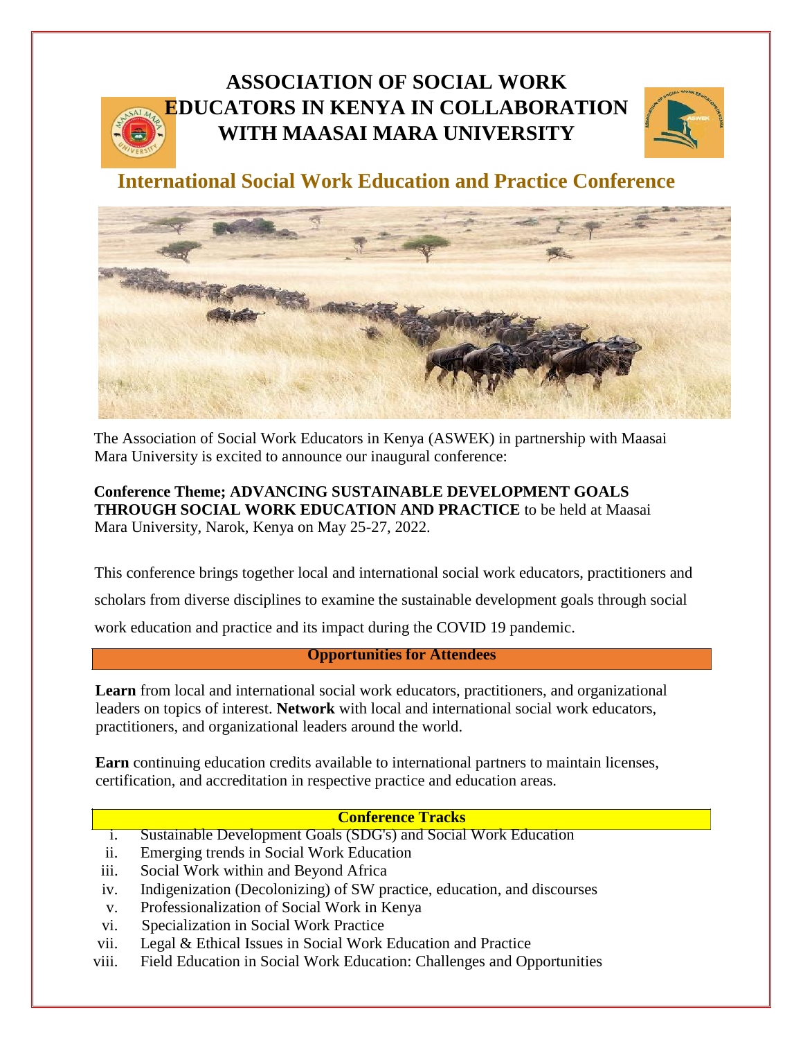# ASSOCIATION OF SOCIAL WORK EDUCATORS IN KENYA IN COLLABORATION WITH MAASAI MARA UNIVERSITY

## International Social Work Education and Practice Conference

The Association of Social Work Educators in Kenya (ASWEK) in partnership with Maasai Mara University is excited to announce our inaugural conference:

**Conference Theme; ADVANCING SUSTAINABLE DEVELOPMENT GOALS THROUGH SOCIAL WORK EDUCATION AND PRACTICE** to be held at Maasai Mara University, Narok, Kenya on May 25-27, 2022.

This conference brings together local and international social work educators, practitioners and scholars from diverse disciplines to examine the sustainable development goals through social work education and practice and its impact during the COVID 19 pandemic.

### Opportunities for Attendees

**Learn** from local and international social work educators, practitioners, and organizational leaders on topics of interest. **Network** with local and international social work educators, practitioners, and organizational leaders around the world.

**Earn** continuing education credits available to international partners to maintain licenses, certification, and accreditation in respective practice and education areas.

### Conference Tracks

i. Sustainable Development Goals (SDG's) and Social Work Education
ii. Emerging trends in Social Work Education
iii. Social Work within and Beyond Africa
iv. Indigenization (Decolonizing) of SW practice, education, and discourses
v. Professionalization of Social Work in Kenya
vi. Specialization in Social Work Practice
vii. Legal & Ethical Issues in Social Work Education and Practice
viii. Field Education in Social Work Education: Challenges and Opportunities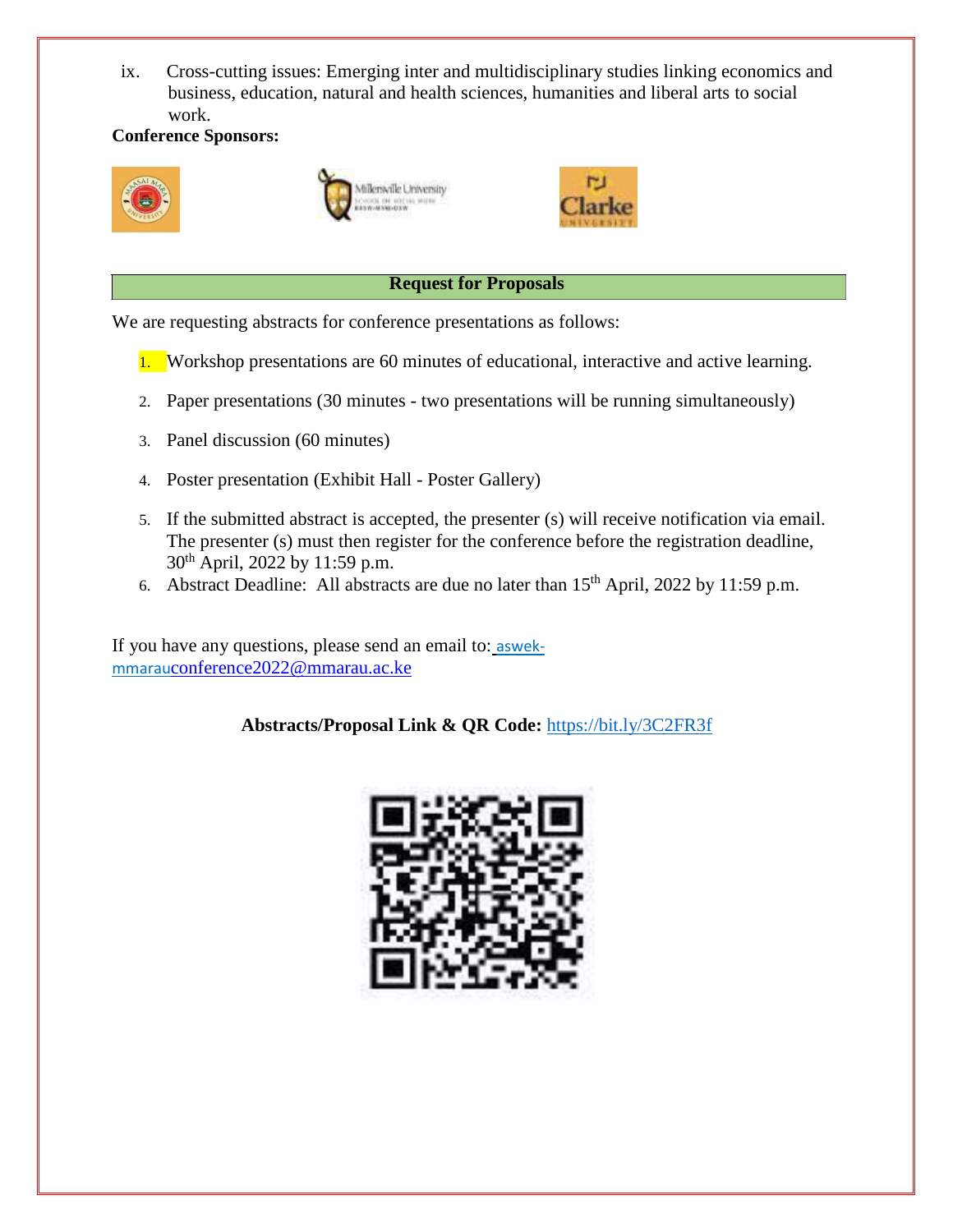ix. Cross-cutting issues: Emerging inter and multidisciplinary studies linking economics and business, education, natural and health sciences, humanities and liberal arts to social work.

**Conference Sponsors:**

## Request for Proposals

We are requesting abstracts for conference presentations as follows:

1. Workshop presentations are 60 minutes of educational, interactive and active learning.
2. Paper presentations (30 minutes - two presentations will be running simultaneously)
3. Panel discussion (60 minutes)
4. Poster presentation (Exhibit Hall - Poster Gallery)
5. If the submitted abstract is accepted, the presenter (s) will receive notification via email. The presenter (s) must then register for the conference before the registration deadline, 30th April, 2022 by 11:59 p.m.
6. Abstract Deadline: All abstracts are due no later than 15th April, 2022 by 11:59 p.m.

If you have any questions, please send an email to: aswek-mmarauconference2022@mmarau.ac.ke

**Abstracts/Proposal Link & QR Code:** https://bit.ly/3C2FR3f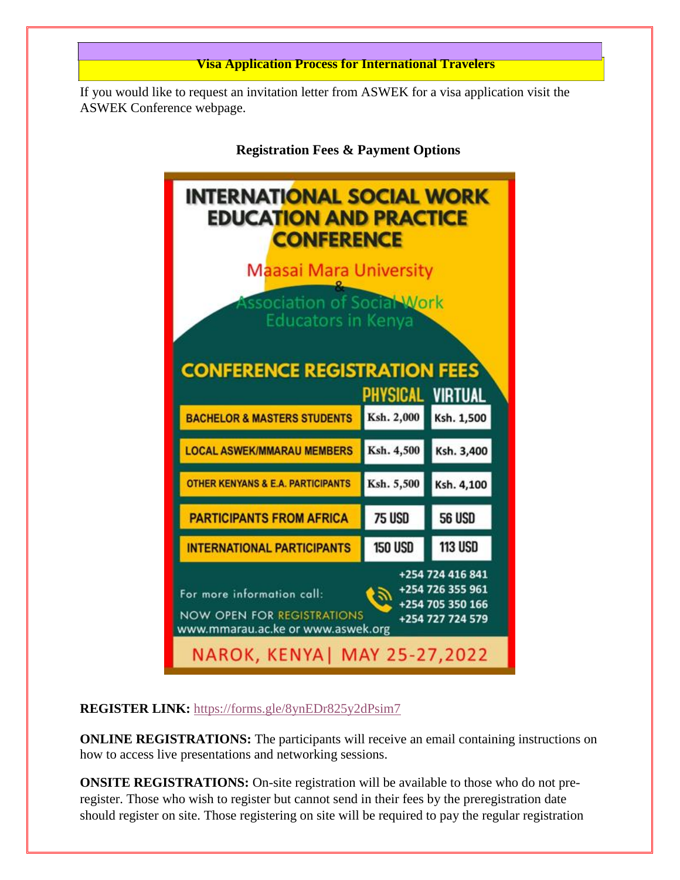## Visa Application Process for International Travelers

If you would like to request an invitation letter from ASWEK for a visa application visit the ASWEK Conference webpage.

**Registration Fees & Payment Options**

# INTERNATIONAL SOCIAL WORK EDUCATION AND PRACTICE CONFERENCE

Maasai Mara University
&
Association of Social Work Educators in Kenya

## CONFERENCE REGISTRATION FEES

| | PHYSICAL | VIRTUAL |
|---|---|---|
| BACHELOR & MASTERS STUDENTS | Ksh. 2,000 | Ksh. 1,500 |
| LOCAL ASWEK/MMARAU MEMBERS | Ksh. 4,500 | Ksh. 3,400 |
| OTHER KENYANS & E.A. PARTICIPANTS | Ksh. 5,500 | Ksh. 4,100 |
| PARTICIPANTS FROM AFRICA | 75 USD | 56 USD |
| INTERNATIONAL PARTICIPANTS | 150 USD | 113 USD |

For more information call: +254 724 416 841, +254 726 355 961, +254 705 350 166, +254 727 724 579

NOW OPEN FOR REGISTRATIONS
www.mmarau.ac.ke or www.aswek.org

NAROK, KENYA| MAY 25-27,2022

**REGISTER LINK:** https://forms.gle/8ynEDr825y2dPsim7

**ONLINE REGISTRATIONS:** The participants will receive an email containing instructions on how to access live presentations and networking sessions.

**ONSITE REGISTRATIONS:** On-site registration will be available to those who do not pre-register. Those who wish to register but cannot send in their fees by the preregistration date should register on site. Those registering on site will be required to pay the regular registration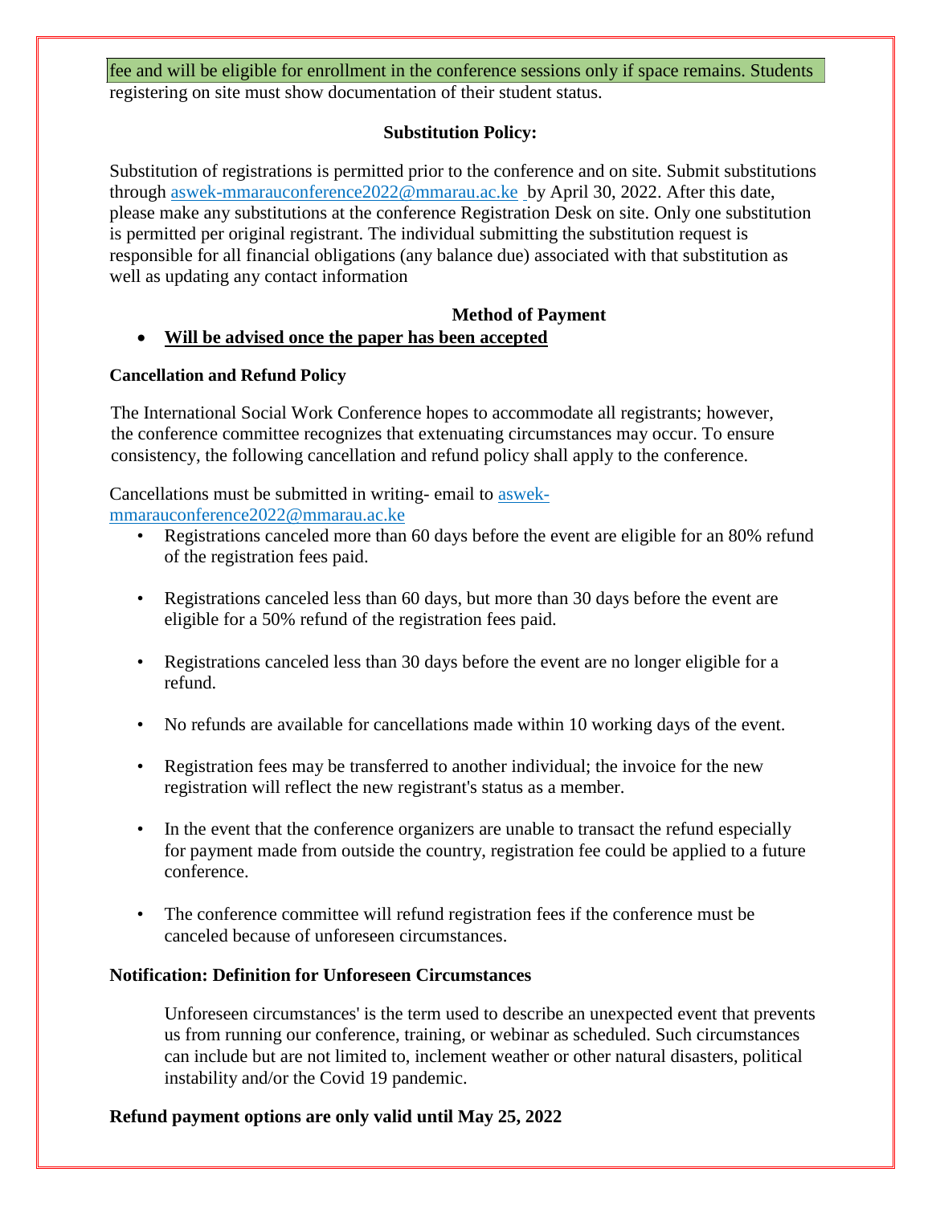fee and will be eligible for enrollment in the conference sessions only if space remains. Students registering on site must show documentation of their student status.

**Substitution Policy:**

Substitution of registrations is permitted prior to the conference and on site. Submit substitutions through aswek-mmarauconference2022@mmarau.ac.ke by April 30, 2022. After this date, please make any substitutions at the conference Registration Desk on site. Only one substitution is permitted per original registrant. The individual submitting the substitution request is responsible for all financial obligations (any balance due) associated with that substitution as well as updating any contact information

**Method of Payment**

- **Will be advised once the paper has been accepted**

**Cancellation and Refund Policy**

The International Social Work Conference hopes to accommodate all registrants; however, the conference committee recognizes that extenuating circumstances may occur. To ensure consistency, the following cancellation and refund policy shall apply to the conference.

Cancellations must be submitted in writing- email to aswek-mmarauconference2022@mmarau.ac.ke

- Registrations canceled more than 60 days before the event are eligible for an 80% refund of the registration fees paid.
- Registrations canceled less than 60 days, but more than 30 days before the event are eligible for a 50% refund of the registration fees paid.
- Registrations canceled less than 30 days before the event are no longer eligible for a refund.
- No refunds are available for cancellations made within 10 working days of the event.
- Registration fees may be transferred to another individual; the invoice for the new registration will reflect the new registrant's status as a member.
- In the event that the conference organizers are unable to transact the refund especially for payment made from outside the country, registration fee could be applied to a future conference.
- The conference committee will refund registration fees if the conference must be canceled because of unforeseen circumstances.

**Notification: Definition for Unforeseen Circumstances**

Unforeseen circumstances' is the term used to describe an unexpected event that prevents us from running our conference, training, or webinar as scheduled. Such circumstances can include but are not limited to, inclement weather or other natural disasters, political instability and/or the Covid 19 pandemic.

**Refund payment options are only valid until May 25, 2022**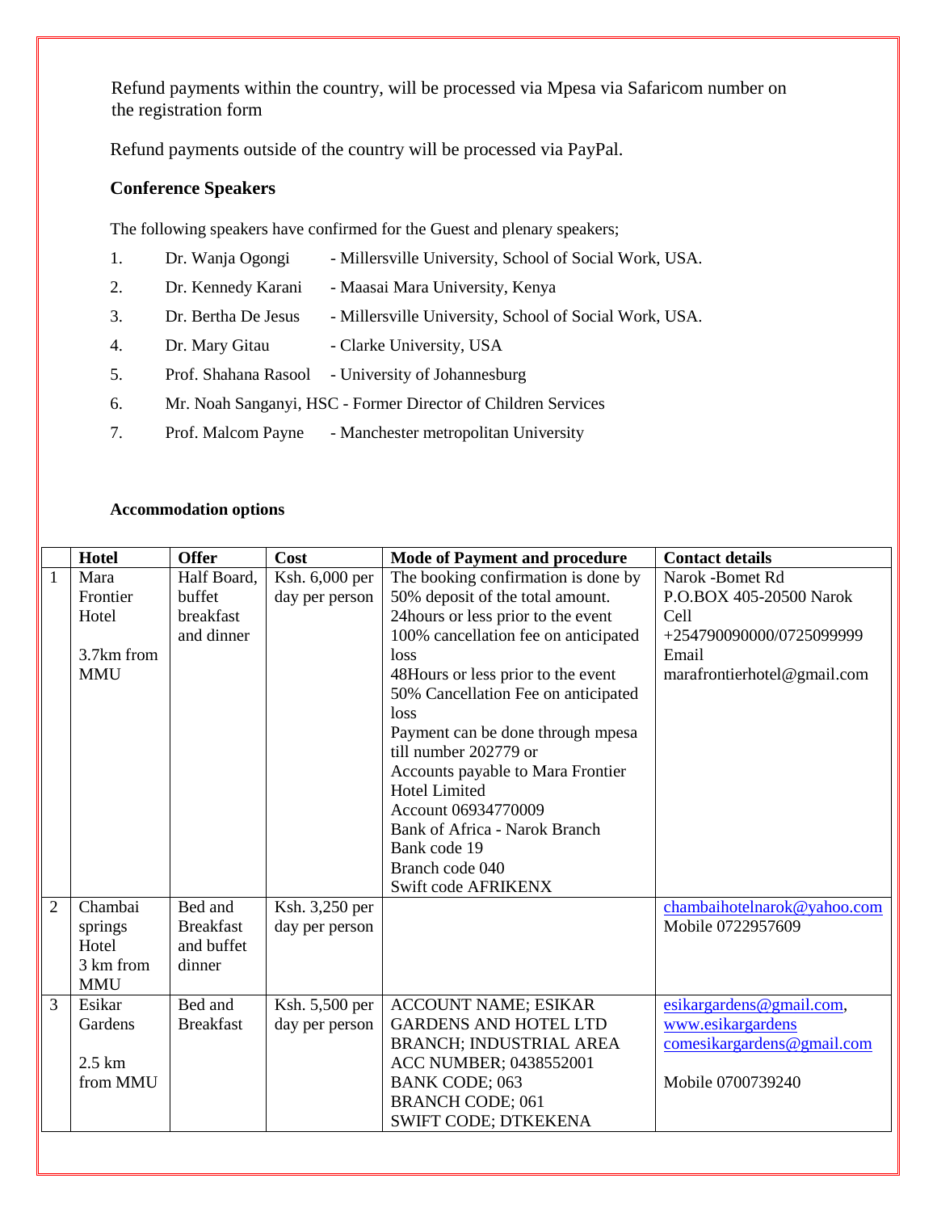Refund payments within the country, will be processed via Mpesa via Safaricom number on the registration form

Refund payments outside of the country will be processed via PayPal.

**Conference Speakers**

The following speakers have confirmed for the Guest and plenary speakers;

1. Dr. Wanja Ogongi - Millersville University, School of Social Work, USA.
2. Dr. Kennedy Karani - Maasai Mara University, Kenya
3. Dr. Bertha De Jesus - Millersville University, School of Social Work, USA.
4. Dr. Mary Gitau - Clarke University, USA
5. Prof. Shahana Rasool - University of Johannesburg
6. Mr. Noah Sanganyi, HSC - Former Director of Children Services
7. Prof. Malcom Payne - Manchester metropolitan University

**Accommodation options**

| | Hotel | Offer | Cost | Mode of Payment and procedure | Contact details |
|---|---|---|---|---|---|
| 1 | Mara Frontier Hotel<br><br>3.7km from MMU | Half Board, buffet breakfast and dinner | Ksh. 6,000 per day per person | The booking confirmation is done by 50% deposit of the total amount.<br>24hours or less prior to the event 100% cancellation fee on anticipated loss<br>48Hours or less prior to the event 50% Cancellation Fee on anticipated loss<br>Payment can be done through mpesa till number 202779 or<br>Accounts payable to Mara Frontier Hotel Limited<br>Account 06934770009<br>Bank of Africa - Narok Branch<br>Bank code 19<br>Branch code 040<br>Swift code AFRIKENX | Narok -Bomet Rd<br>P.O.BOX 405-20500 Narok<br>Cell<br>+254790090000/0725099999<br>Email<br>marafrontierhotel@gmail.com |
| 2 | Chambai springs Hotel<br>3 km from MMU | Bed and Breakfast and buffet dinner | Ksh. 3,250 per day per person | | chambaihotelnarok@yahoo.com<br>Mobile 0722957609 |
| 3 | Esikar Gardens<br><br>2.5 km from MMU | Bed and Breakfast | Ksh. 5,500 per day per person | ACCOUNT NAME; ESIKAR GARDENS AND HOTEL LTD<br>BRANCH; INDUSTRIAL AREA<br>ACC NUMBER; 0438552001<br>BANK CODE; 063<br>BRANCH CODE; 061<br>SWIFT CODE; DTKEKENA | esikargardens@gmail.com, www.esikargardens<br>comesikargardens@gmail.com<br><br>Mobile 0700739240 |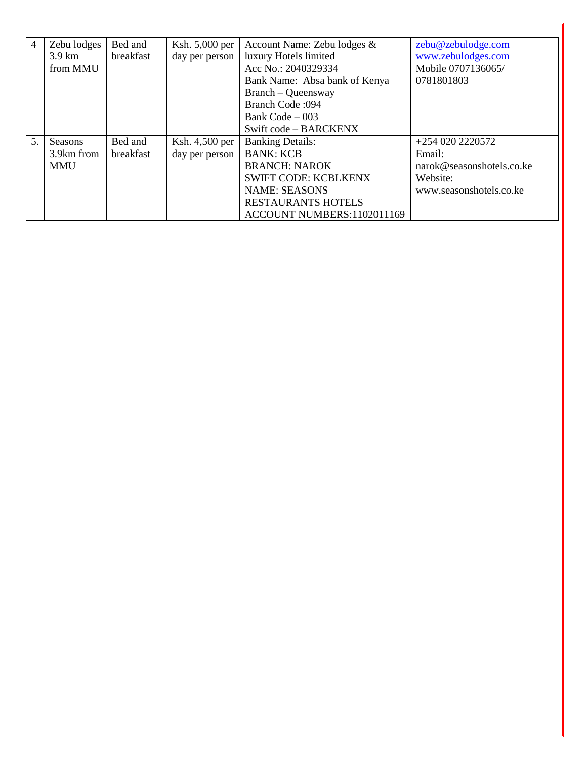| 4 | Zebu lodges 3.9 km from MMU | Bed and breakfast | Ksh. 5,000 per day per person | Account Name: Zebu lodges & luxury Hotels limited<br>Acc No.: 2040329334<br>Bank Name: Absa bank of Kenya<br>Branch – Queensway<br>Branch Code :094<br>Bank Code – 003<br>Swift code – BARCKENX | zebu@zebulodge.com<br>www.zebulodges.com<br>Mobile 0707136065/ 0781801803 |
|---|---|---|---|---|---|
| 5. | Seasons 3.9km from MMU | Bed and breakfast | Ksh. 4,500 per day per person | Banking Details:<br>BANK: KCB<br>BRANCH: NAROK<br>SWIFT CODE: KCBLKENX<br>NAME: SEASONS RESTAURANTS HOTELS<br>ACCOUNT NUMBERS:1102011169 | +254 020 2220572<br>Email:<br>narok@seasonshotels.co.ke<br>Website:<br>www.seasonshotels.co.ke |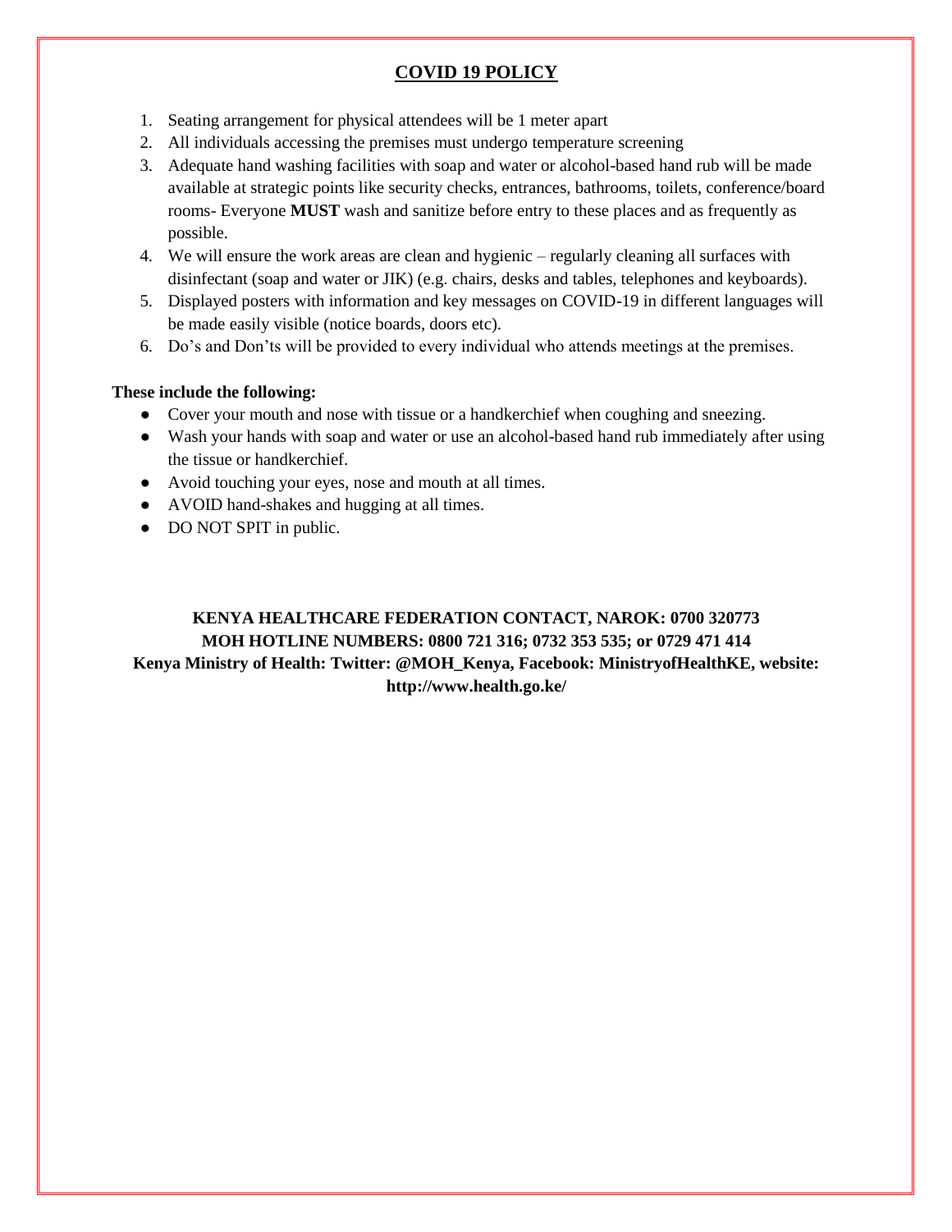# COVID 19 POLICY

1. Seating arrangement for physical attendees will be 1 meter apart
2. All individuals accessing the premises must undergo temperature screening
3. Adequate hand washing facilities with soap and water or alcohol-based hand rub will be made available at strategic points like security checks, entrances, bathrooms, toilets, conference/board rooms- Everyone **MUST** wash and sanitize before entry to these places and as frequently as possible.
4. We will ensure the work areas are clean and hygienic – regularly cleaning all surfaces with disinfectant (soap and water or JIK) (e.g. chairs, desks and tables, telephones and keyboards).
5. Displayed posters with information and key messages on COVID-19 in different languages will be made easily visible (notice boards, doors etc).
6. Do's and Don'ts will be provided to every individual who attends meetings at the premises.

**These include the following:**

- Cover your mouth and nose with tissue or a handkerchief when coughing and sneezing.
- Wash your hands with soap and water or use an alcohol-based hand rub immediately after using the tissue or handkerchief.
- Avoid touching your eyes, nose and mouth at all times.
- AVOID hand-shakes and hugging at all times.
- DO NOT SPIT in public.

**KENYA HEALTHCARE FEDERATION CONTACT, NAROK: 0700 320773**
**MOH HOTLINE NUMBERS: 0800 721 316; 0732 353 535; or 0729 471 414**
**Kenya Ministry of Health: Twitter: @MOH_Kenya, Facebook: MinistryofHealthKE, website: http://www.health.go.ke/**